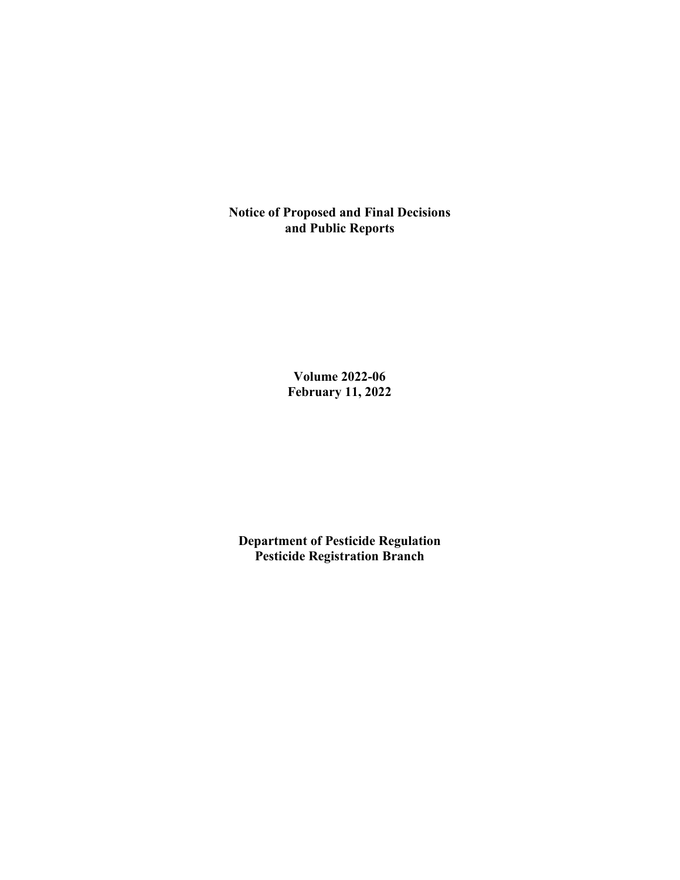**Notice of Proposed and Final Decisions and Public Reports**

**Volume 2022-06**
**February 11, 2022**

**Department of Pesticide Regulation**
**Pesticide Registration Branch**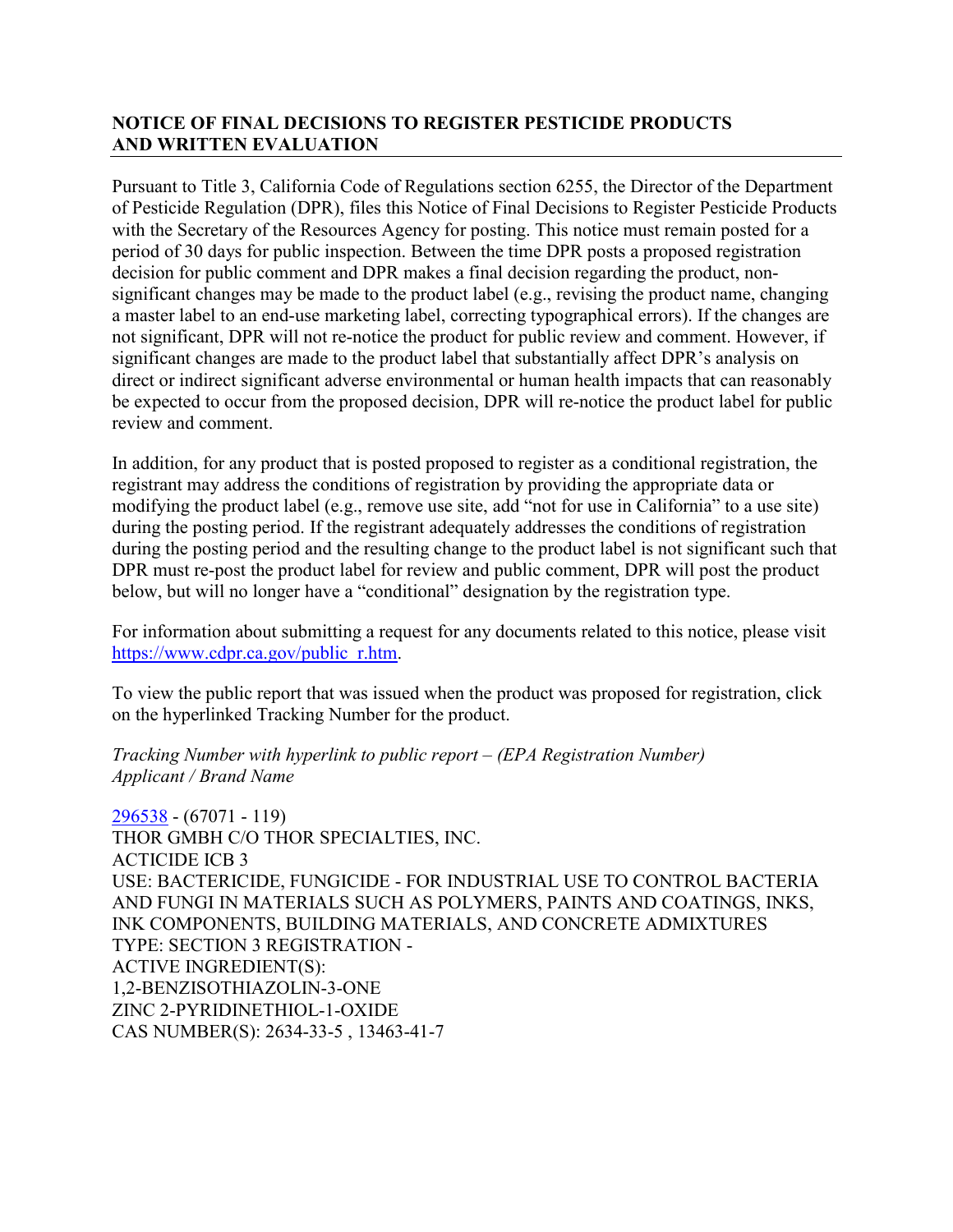## NOTICE OF FINAL DECISIONS TO REGISTER PESTICIDE PRODUCTS AND WRITTEN EVALUATION

Pursuant to Title 3, California Code of Regulations section 6255, the Director of the Department of Pesticide Regulation (DPR), files this Notice of Final Decisions to Register Pesticide Products with the Secretary of the Resources Agency for posting. This notice must remain posted for a period of 30 days for public inspection. Between the time DPR posts a proposed registration decision for public comment and DPR makes a final decision regarding the product, non-significant changes may be made to the product label (e.g., revising the product name, changing a master label to an end-use marketing label, correcting typographical errors). If the changes are not significant, DPR will not re-notice the product for public review and comment. However, if significant changes are made to the product label that substantially affect DPR's analysis on direct or indirect significant adverse environmental or human health impacts that can reasonably be expected to occur from the proposed decision, DPR will re-notice the product label for public review and comment.

In addition, for any product that is posted proposed to register as a conditional registration, the registrant may address the conditions of registration by providing the appropriate data or modifying the product label (e.g., remove use site, add "not for use in California" to a use site) during the posting period. If the registrant adequately addresses the conditions of registration during the posting period and the resulting change to the product label is not significant such that DPR must re-post the product label for review and public comment, DPR will post the product below, but will no longer have a "conditional" designation by the registration type.

For information about submitting a request for any documents related to this notice, please visit https://www.cdpr.ca.gov/public_r.htm.

To view the public report that was issued when the product was proposed for registration, click on the hyperlinked Tracking Number for the product.

*Tracking Number with hyperlink to public report – (EPA Registration Number)*
*Applicant / Brand Name*

296538 - (67071 - 119)
THOR GMBH C/O THOR SPECIALTIES, INC.
ACTICIDE ICB 3
USE: BACTERICIDE, FUNGICIDE - FOR INDUSTRIAL USE TO CONTROL BACTERIA AND FUNGI IN MATERIALS SUCH AS POLYMERS, PAINTS AND COATINGS, INKS, INK COMPONENTS, BUILDING MATERIALS, AND CONCRETE ADMIXTURES
TYPE: SECTION 3 REGISTRATION -
ACTIVE INGREDIENT(S):
1,2-BENZISOTHIAZOLIN-3-ONE
ZINC 2-PYRIDINETHIOL-1-OXIDE
CAS NUMBER(S): 2634-33-5 , 13463-41-7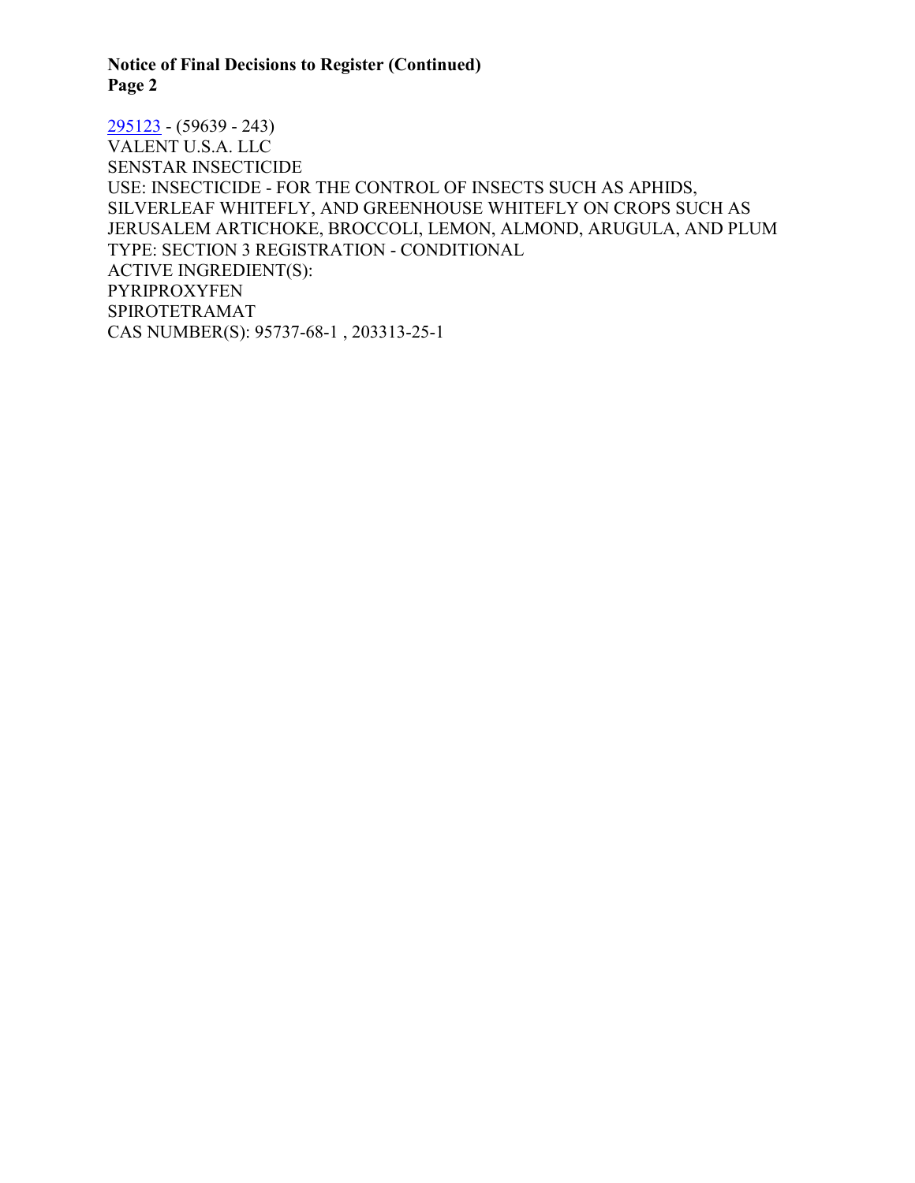[295123](295123) - (59639 - 243)
VALENT U.S.A. LLC
SENSTAR INSECTICIDE
USE: INSECTICIDE - FOR THE CONTROL OF INSECTS SUCH AS APHIDS, SILVERLEAF WHITEFLY, AND GREENHOUSE WHITEFLY ON CROPS SUCH AS JERUSALEM ARTICHOKE, BROCCOLI, LEMON, ALMOND, ARUGULA, AND PLUM
TYPE: SECTION 3 REGISTRATION - CONDITIONAL
ACTIVE INGREDIENT(S):
PYRIPROXYFEN
SPIROTETRAMAT
CAS NUMBER(S): 95737-68-1 , 203313-25-1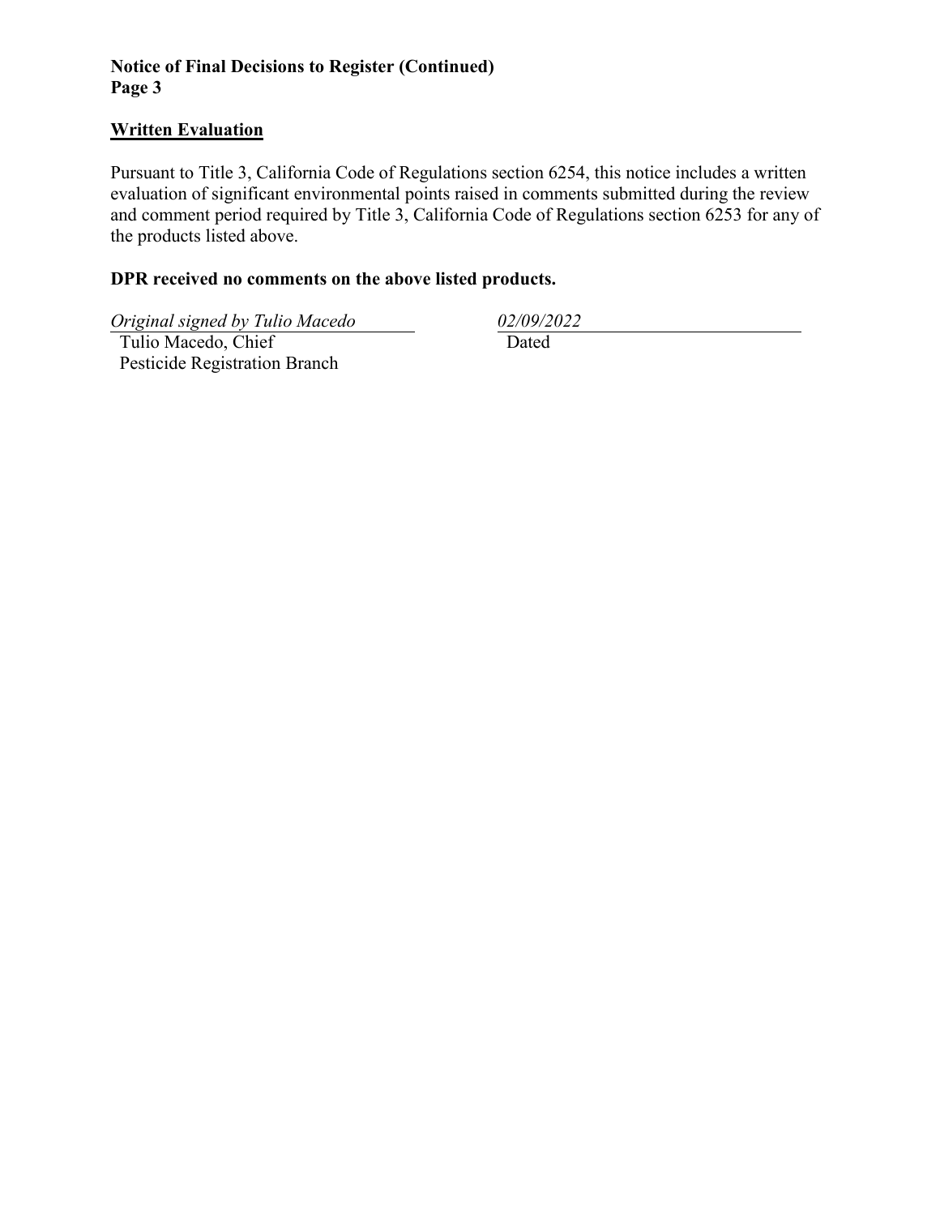**Notice of Final Decisions to Register (Continued)**
**Page 3**

## Written Evaluation

Pursuant to Title 3, California Code of Regulations section 6254, this notice includes a written evaluation of significant environmental points raised in comments submitted during the review and comment period required by Title 3, California Code of Regulations section 6253 for any of the products listed above.

**DPR received no comments on the above listed products.**

*Original signed by Tulio Macedo*
Tulio Macedo, Chief
Pesticide Registration Branch

*02/09/2022*
Dated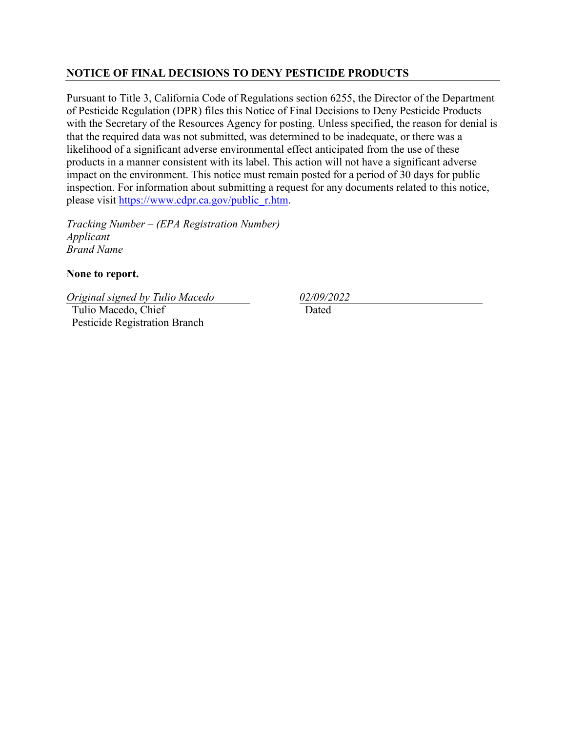## NOTICE OF FINAL DECISIONS TO DENY PESTICIDE PRODUCTS

Pursuant to Title 3, California Code of Regulations section 6255, the Director of the Department of Pesticide Regulation (DPR) files this Notice of Final Decisions to Deny Pesticide Products with the Secretary of the Resources Agency for posting. Unless specified, the reason for denial is that the required data was not submitted, was determined to be inadequate, or there was a likelihood of a significant adverse environmental effect anticipated from the use of these products in a manner consistent with its label. This action will not have a significant adverse impact on the environment. This notice must remain posted for a period of 30 days for public inspection. For information about submitting a request for any documents related to this notice, please visit https://www.cdpr.ca.gov/public_r.htm.

*Tracking Number – (EPA Registration Number)*
*Applicant*
*Brand Name*

**None to report.**

*Original signed by Tulio Macedo*
Tulio Macedo, Chief
Pesticide Registration Branch

*02/09/2022*
Dated